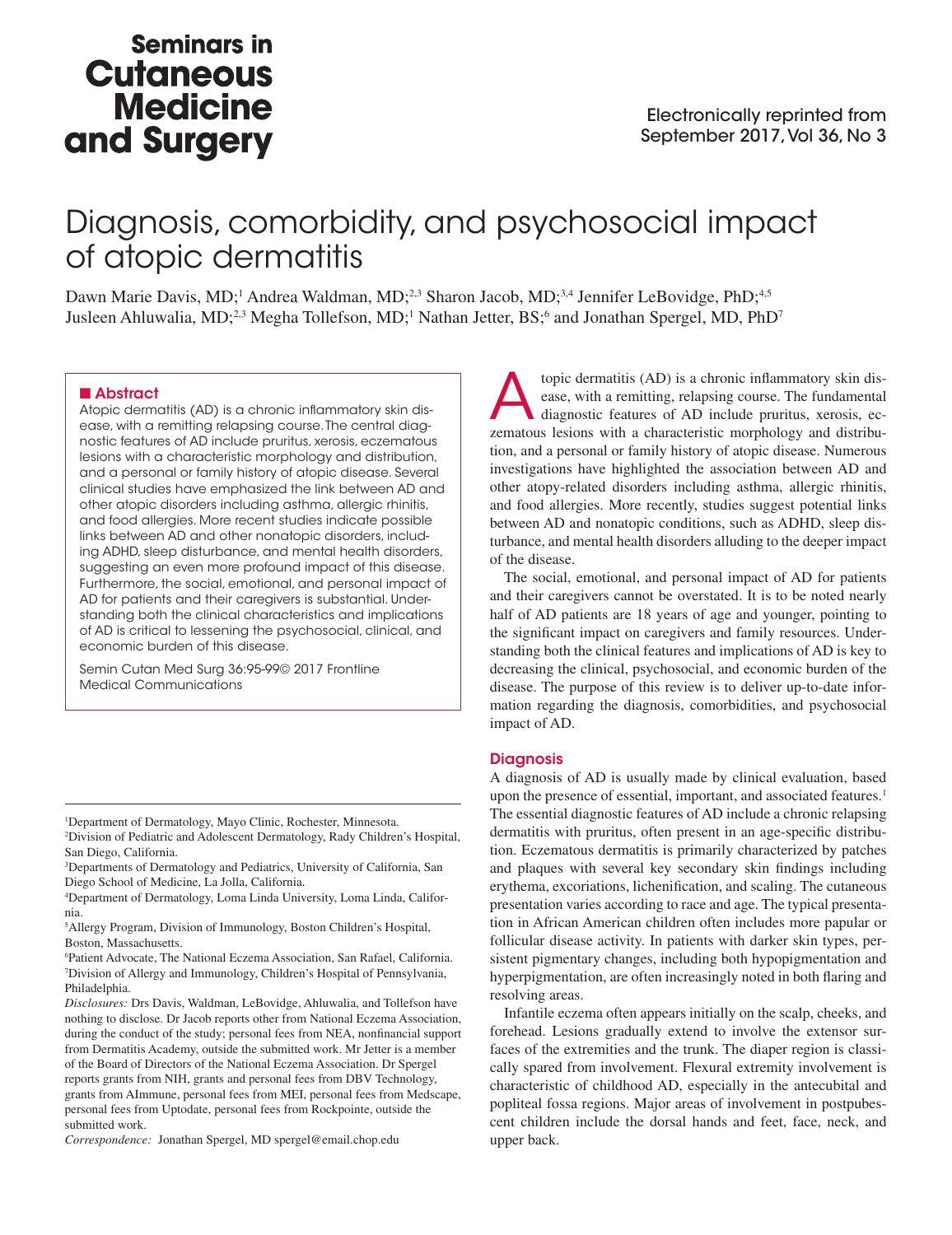Seminars in Cutaneous Medicine and Surgery

Electronically reprinted from September 2017, Vol 36, No 3

# Diagnosis, comorbidity, and psychosocial impact of atopic dermatitis

Dawn Marie Davis, MD;[1] Andrea Waldman, MD;[2,3] Sharon Jacob, MD;[3,4] Jennifer LeBovidge, PhD;[4,5] Jusleen Ahluwalia, MD;[2,3] Megha Tollefson, MD;[1] Nathan Jetter, BS;[6] and Jonathan Spergel, MD, PhD[7]

## Abstract

Atopic dermatitis (AD) is a chronic inflammatory skin disease, with a remitting relapsing course. The central diagnostic features of AD include pruritus, xerosis, eczematous lesions with a characteristic morphology and distribution, and a personal or family history of atopic disease. Several clinical studies have emphasized the link between AD and other atopic disorders including asthma, allergic rhinitis, and food allergies. More recent studies indicate possible links between AD and other nonatopic disorders, including ADHD, sleep disturbance, and mental health disorders, suggesting an even more profound impact of this disease. Furthermore, the social, emotional, and personal impact of AD for patients and their caregivers is substantial. Understanding both the clinical characteristics and implications of AD is critical to lessening the psychosocial, clinical, and economic burden of this disease.

Semin Cutan Med Surg 36:95-99© 2017 Frontline Medical Communications

[1]Department of Dermatology, Mayo Clinic, Rochester, Minnesota.
[2]Division of Pediatric and Adolescent Dermatology, Rady Children's Hospital, San Diego, California.
[3]Departments of Dermatology and Pediatrics, University of California, San Diego School of Medicine, La Jolla, California.
[4]Department of Dermatology, Loma Linda University, Loma Linda, California.
[5]Allergy Program, Division of Immunology, Boston Children's Hospital, Boston, Massachusetts.
[6]Patient Advocate, The National Eczema Association, San Rafael, California.
[7]Division of Allergy and Immunology, Children's Hospital of Pennsylvania, Philadelphia.

*Disclosures:* Drs Davis, Waldman, LeBovidge, Ahluwalia, and Tollefson have nothing to disclose. Dr Jacob reports other from National Eczema Association, during the conduct of the study; personal fees from NEA, nonfinancial support from Dermatitis Academy, outside the submitted work. Mr Jetter is a member of the Board of Directors of the National Eczema Association. Dr Spergel reports grants from NIH, grants and personal fees from DBV Technology, grants from AImmune, personal fees from MEI, personal fees from Medscape, personal fees from Uptodate, personal fees from Rockpointe, outside the submitted work.

*Correspondence:* Jonathan Spergel, MD spergel@email.chop.edu

Atopic dermatitis (AD) is a chronic inflammatory skin disease, with a remitting, relapsing course. The fundamental diagnostic features of AD include pruritus, xerosis, eczematous lesions with a characteristic morphology and distribution, and a personal or family history of atopic disease. Numerous investigations have highlighted the association between AD and other atopy-related disorders including asthma, allergic rhinitis, and food allergies. More recently, studies suggest potential links between AD and nonatopic conditions, such as ADHD, sleep disturbance, and mental health disorders alluding to the deeper impact of the disease.

The social, emotional, and personal impact of AD for patients and their caregivers cannot be overstated. It is to be noted nearly half of AD patients are 18 years of age and younger, pointing to the significant impact on caregivers and family resources. Understanding both the clinical features and implications of AD is key to decreasing the clinical, psychosocial, and economic burden of the disease. The purpose of this review is to deliver up-to-date information regarding the diagnosis, comorbidities, and psychosocial impact of AD.

## Diagnosis

A diagnosis of AD is usually made by clinical evaluation, based upon the presence of essential, important, and associated features.[1] The essential diagnostic features of AD include a chronic relapsing dermatitis with pruritus, often present in an age-specific distribution. Eczematous dermatitis is primarily characterized by patches and plaques with several key secondary skin findings including erythema, excoriations, lichenification, and scaling. The cutaneous presentation varies according to race and age. The typical presentation in African American children often includes more papular or follicular disease activity. In patients with darker skin types, persistent pigmentary changes, including both hypopigmentation and hyperpigmentation, are often increasingly noted in both flaring and resolving areas.

Infantile eczema often appears initially on the scalp, cheeks, and forehead. Lesions gradually extend to involve the extensor surfaces of the extremities and the trunk. The diaper region is classically spared from involvement. Flexural extremity involvement is characteristic of childhood AD, especially in the antecubital and popliteal fossa regions. Major areas of involvement in postpubescent children include the dorsal hands and feet, face, neck, and upper back.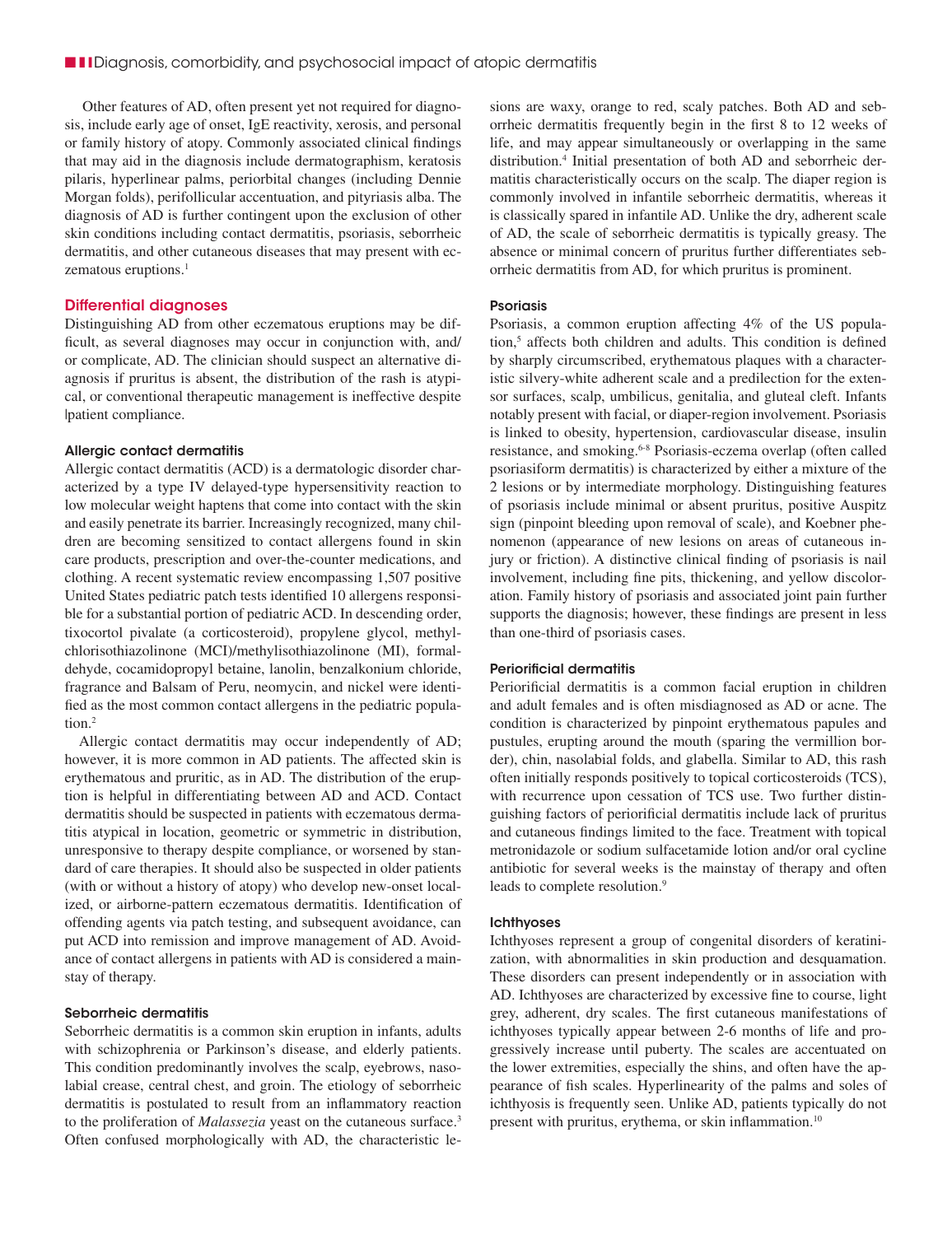Other features of AD, often present yet not required for diagnosis, include early age of onset, IgE reactivity, xerosis, and personal or family history of atopy. Commonly associated clinical findings that may aid in the diagnosis include dermatographism, keratosis pilaris, hyperlinear palms, periorbital changes (including Dennie Morgan folds), perifollicular accentuation, and pityriasis alba. The diagnosis of AD is further contingent upon the exclusion of other skin conditions including contact dermatitis, psoriasis, seborrheic dermatitis, and other cutaneous diseases that may present with eczematous eruptions.[1]

## Differential diagnoses

Distinguishing AD from other eczematous eruptions may be difficult, as several diagnoses may occur in conjunction with, and/or complicate, AD. The clinician should suspect an alternative diagnosis if pruritus is absent, the distribution of the rash is atypical, or conventional therapeutic management is ineffective despite patient compliance.

### Allergic contact dermatitis

Allergic contact dermatitis (ACD) is a dermatologic disorder characterized by a type IV delayed-type hypersensitivity reaction to low molecular weight haptens that come into contact with the skin and easily penetrate its barrier. Increasingly recognized, many children are becoming sensitized to contact allergens found in skin care products, prescription and over-the-counter medications, and clothing. A recent systematic review encompassing 1,507 positive United States pediatric patch tests identified 10 allergens responsible for a substantial portion of pediatric ACD. In descending order, tixocortol pivalate (a corticosteroid), propylene glycol, methylchlorisothiazolinone (MCI)/methylisothiazolinone (MI), formaldehyde, cocamidopropyl betaine, lanolin, benzalkonium chloride, fragrance and Balsam of Peru, neomycin, and nickel were identified as the most common contact allergens in the pediatric population.[2]

Allergic contact dermatitis may occur independently of AD; however, it is more common in AD patients. The affected skin is erythematous and pruritic, as in AD. The distribution of the eruption is helpful in differentiating between AD and ACD. Contact dermatitis should be suspected in patients with eczematous dermatitis atypical in location, geometric or symmetric in distribution, unresponsive to therapy despite compliance, or worsened by standard of care therapies. It should also be suspected in older patients (with or without a history of atopy) who develop new-onset localized, or airborne-pattern eczematous dermatitis. Identification of offending agents via patch testing, and subsequent avoidance, can put ACD into remission and improve management of AD. Avoidance of contact allergens in patients with AD is considered a mainstay of therapy.

### Seborrheic dermatitis

Seborrheic dermatitis is a common skin eruption in infants, adults with schizophrenia or Parkinson's disease, and elderly patients. This condition predominantly involves the scalp, eyebrows, nasolabial crease, central chest, and groin. The etiology of seborrheic dermatitis is postulated to result from an inflammatory reaction to the proliferation of *Malassezia* yeast on the cutaneous surface.[3] Often confused morphologically with AD, the characteristic lesions are waxy, orange to red, scaly patches. Both AD and seborrheic dermatitis frequently begin in the first 8 to 12 weeks of life, and may appear simultaneously or overlapping in the same distribution.[4] Initial presentation of both AD and seborrheic dermatitis characteristically occurs on the scalp. The diaper region is commonly involved in infantile seborrheic dermatitis, whereas it is classically spared in infantile AD. Unlike the dry, adherent scale of AD, the scale of seborrheic dermatitis is typically greasy. The absence or minimal concern of pruritus further differentiates seborrheic dermatitis from AD, for which pruritus is prominent.

### Psoriasis

Psoriasis, a common eruption affecting 4% of the US population,[5] affects both children and adults. This condition is defined by sharply circumscribed, erythematous plaques with a characteristic silvery-white adherent scale and a predilection for the extensor surfaces, scalp, umbilicus, genitalia, and gluteal cleft. Infants notably present with facial, or diaper-region involvement. Psoriasis is linked to obesity, hypertension, cardiovascular disease, insulin resistance, and smoking.[6-8] Psoriasis-eczema overlap (often called psoriasiform dermatitis) is characterized by either a mixture of the 2 lesions or by intermediate morphology. Distinguishing features of psoriasis include minimal or absent pruritus, positive Auspitz sign (pinpoint bleeding upon removal of scale), and Koebner phenomenon (appearance of new lesions on areas of cutaneous injury or friction). A distinctive clinical finding of psoriasis is nail involvement, including fine pits, thickening, and yellow discoloration. Family history of psoriasis and associated joint pain further supports the diagnosis; however, these findings are present in less than one-third of psoriasis cases.

### Periorificial dermatitis

Periorificial dermatitis is a common facial eruption in children and adult females and is often misdiagnosed as AD or acne. The condition is characterized by pinpoint erythematous papules and pustules, erupting around the mouth (sparing the vermillion border), chin, nasolabial folds, and glabella. Similar to AD, this rash often initially responds positively to topical corticosteroids (TCS), with recurrence upon cessation of TCS use. Two further distinguishing factors of periorificial dermatitis include lack of pruritus and cutaneous findings limited to the face. Treatment with topical metronidazole or sodium sulfacetamide lotion and/or oral cycline antibiotic for several weeks is the mainstay of therapy and often leads to complete resolution.[9]

### Ichthyoses

Ichthyoses represent a group of congenital disorders of keratinization, with abnormalities in skin production and desquamation. These disorders can present independently or in association with AD. Ichthyoses are characterized by excessive fine to course, light grey, adherent, dry scales. The first cutaneous manifestations of ichthyoses typically appear between 2-6 months of life and progressively increase until puberty. The scales are accentuated on the lower extremities, especially the shins, and often have the appearance of fish scales. Hyperlinearity of the palms and soles of ichthyosis is frequently seen. Unlike AD, patients typically do not present with pruritus, erythema, or skin inflammation.[10]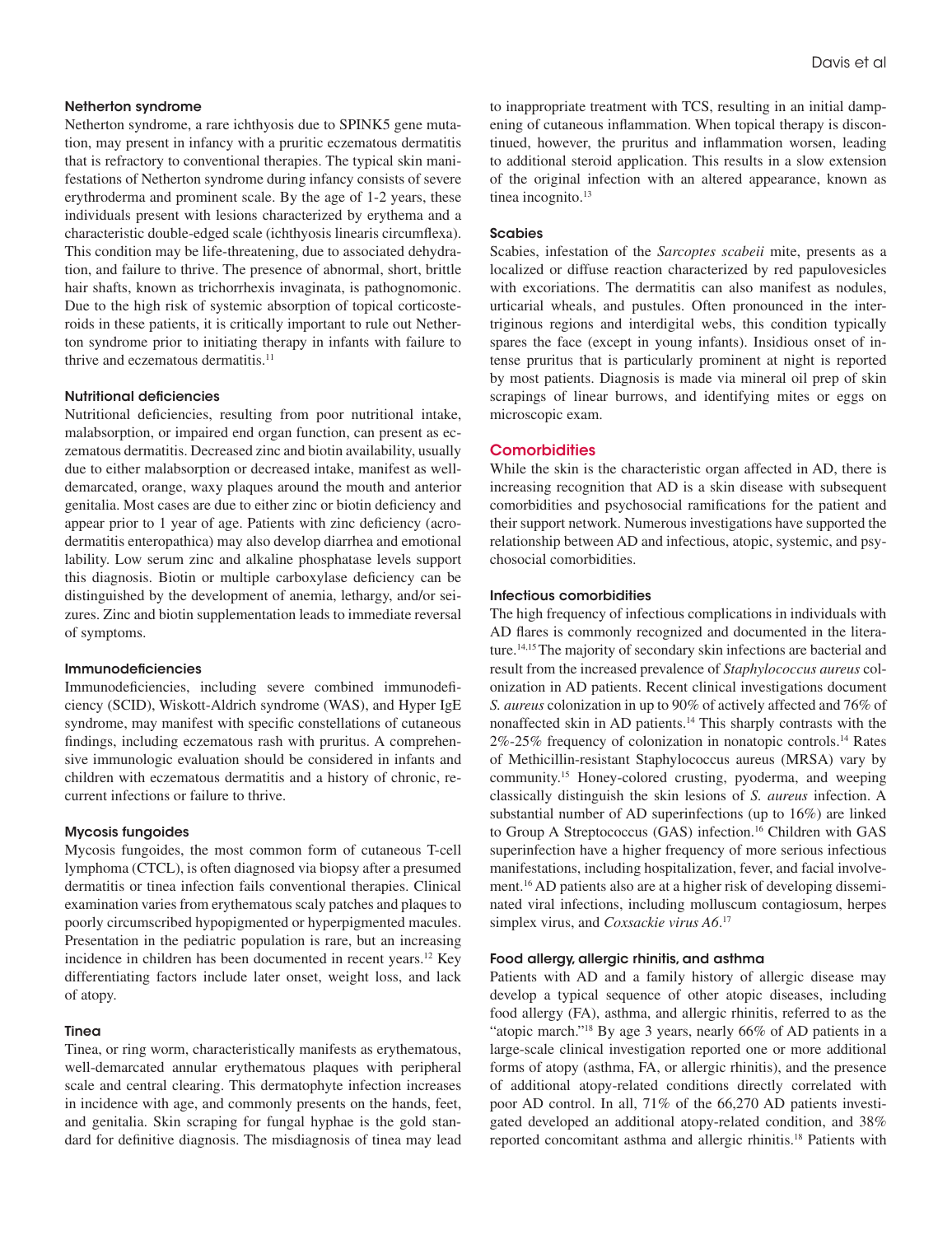### Netherton syndrome

Netherton syndrome, a rare ichthyosis due to SPINK5 gene mutation, may present in infancy with a pruritic eczematous dermatitis that is refractory to conventional therapies. The typical skin manifestations of Netherton syndrome during infancy consists of severe erythroderma and prominent scale. By the age of 1-2 years, these individuals present with lesions characterized by erythema and a characteristic double-edged scale (ichthyosis linearis circumflexa). This condition may be life-threatening, due to associated dehydration, and failure to thrive. The presence of abnormal, short, brittle hair shafts, known as trichorrhexis invaginata, is pathognomonic. Due to the high risk of systemic absorption of topical corticosteroids in these patients, it is critically important to rule out Netherton syndrome prior to initiating therapy in infants with failure to thrive and eczematous dermatitis.[11]

### Nutritional deficiencies

Nutritional deficiencies, resulting from poor nutritional intake, malabsorption, or impaired end organ function, can present as eczematous dermatitis. Decreased zinc and biotin availability, usually due to either malabsorption or decreased intake, manifest as well-demarcated, orange, waxy plaques around the mouth and anterior genitalia. Most cases are due to either zinc or biotin deficiency and appear prior to 1 year of age. Patients with zinc deficiency (acrodermatitis enteropathica) may also develop diarrhea and emotional lability. Low serum zinc and alkaline phosphatase levels support this diagnosis. Biotin or multiple carboxylase deficiency can be distinguished by the development of anemia, lethargy, and/or seizures. Zinc and biotin supplementation leads to immediate reversal of symptoms.

### Immunodeficiencies

Immunodeficiencies, including severe combined immunodeficiency (SCID), Wiskott-Aldrich syndrome (WAS), and Hyper IgE syndrome, may manifest with specific constellations of cutaneous findings, including eczematous rash with pruritus. A comprehensive immunologic evaluation should be considered in infants and children with eczematous dermatitis and a history of chronic, recurrent infections or failure to thrive.

### Mycosis fungoides

Mycosis fungoides, the most common form of cutaneous T-cell lymphoma (CTCL), is often diagnosed via biopsy after a presumed dermatitis or tinea infection fails conventional therapies. Clinical examination varies from erythematous scaly patches and plaques to poorly circumscribed hypopigmented or hyperpigmented macules. Presentation in the pediatric population is rare, but an increasing incidence in children has been documented in recent years.[12] Key differentiating factors include later onset, weight loss, and lack of atopy.

### Tinea

Tinea, or ring worm, characteristically manifests as erythematous, well-demarcated annular erythematous plaques with peripheral scale and central clearing. This dermatophyte infection increases in incidence with age, and commonly presents on the hands, feet, and genitalia. Skin scraping for fungal hyphae is the gold standard for definitive diagnosis. The misdiagnosis of tinea may lead to inappropriate treatment with TCS, resulting in an initial dampening of cutaneous inflammation. When topical therapy is discontinued, however, the pruritus and inflammation worsen, leading to additional steroid application. This results in a slow extension of the original infection with an altered appearance, known as tinea incognito.[13]

### Scabies

Scabies, infestation of the *Sarcoptes scabeii* mite, presents as a localized or diffuse reaction characterized by red papulovesicles with excoriations. The dermatitis can also manifest as nodules, urticarial wheals, and pustules. Often pronounced in the intertriginous regions and interdigital webs, this condition typically spares the face (except in young infants). Insidious onset of intense pruritus that is particularly prominent at night is reported by most patients. Diagnosis is made via mineral oil prep of skin scrapings of linear burrows, and identifying mites or eggs on microscopic exam.

## Comorbidities

While the skin is the characteristic organ affected in AD, there is increasing recognition that AD is a skin disease with subsequent comorbidities and psychosocial ramifications for the patient and their support network. Numerous investigations have supported the relationship between AD and infectious, atopic, systemic, and psychosocial comorbidities.

### Infectious comorbidities

The high frequency of infectious complications in individuals with AD flares is commonly recognized and documented in the literature.[14,15] The majority of secondary skin infections are bacterial and result from the increased prevalence of *Staphylococcus aureus* colonization in AD patients. Recent clinical investigations document *S. aureus* colonization in up to 90% of actively affected and 76% of nonaffected skin in AD patients.[14] This sharply contrasts with the 2%-25% frequency of colonization in nonatopic controls.[14] Rates of Methicillin-resistant Staphylococcus aureus (MRSA) vary by community.[15] Honey-colored crusting, pyoderma, and weeping classically distinguish the skin lesions of *S. aureus* infection. A substantial number of AD superinfections (up to 16%) are linked to Group A Streptococcus (GAS) infection.[16] Children with GAS superinfection have a higher frequency of more serious infectious manifestations, including hospitalization, fever, and facial involvement.[16] AD patients also are at a higher risk of developing disseminated viral infections, including molluscum contagiosum, herpes simplex virus, and *Coxsackie virus A6*.[17]

### Food allergy, allergic rhinitis, and asthma

Patients with AD and a family history of allergic disease may develop a typical sequence of other atopic diseases, including food allergy (FA), asthma, and allergic rhinitis, referred to as the "atopic march."[18] By age 3 years, nearly 66% of AD patients in a large-scale clinical investigation reported one or more additional forms of atopy (asthma, FA, or allergic rhinitis), and the presence of additional atopy-related conditions directly correlated with poor AD control. In all, 71% of the 66,270 AD patients investigated developed an additional atopy-related condition, and 38% reported concomitant asthma and allergic rhinitis.[18] Patients with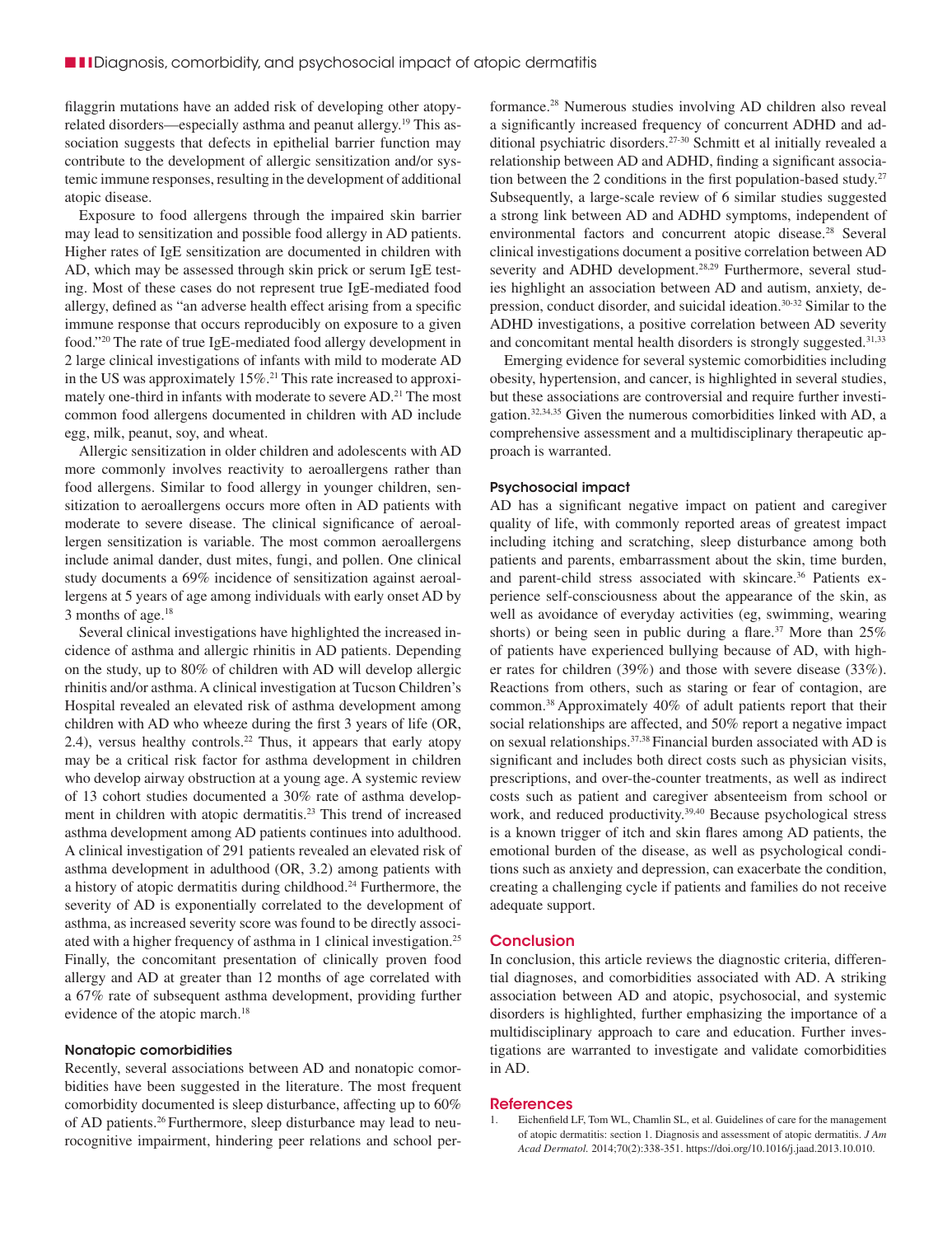filaggrin mutations have an added risk of developing other atopy-related disorders—especially asthma and peanut allergy.[19] This association suggests that defects in epithelial barrier function may contribute to the development of allergic sensitization and/or systemic immune responses, resulting in the development of additional atopic disease.

Exposure to food allergens through the impaired skin barrier may lead to sensitization and possible food allergy in AD patients. Higher rates of IgE sensitization are documented in children with AD, which may be assessed through skin prick or serum IgE testing. Most of these cases do not represent true IgE-mediated food allergy, defined as "an adverse health effect arising from a specific immune response that occurs reproducibly on exposure to a given food."[20] The rate of true IgE-mediated food allergy development in 2 large clinical investigations of infants with mild to moderate AD in the US was approximately 15%.[21] This rate increased to approximately one-third in infants with moderate to severe AD.[21] The most common food allergens documented in children with AD include egg, milk, peanut, soy, and wheat.

Allergic sensitization in older children and adolescents with AD more commonly involves reactivity to aeroallergens rather than food allergens. Similar to food allergy in younger children, sensitization to aeroallergens occurs more often in AD patients with moderate to severe disease. The clinical significance of aeroallergen sensitization is variable. The most common aeroallergens include animal dander, dust mites, fungi, and pollen. One clinical study documents a 69% incidence of sensitization against aeroallergens at 5 years of age among individuals with early onset AD by 3 months of age.[18]

Several clinical investigations have highlighted the increased incidence of asthma and allergic rhinitis in AD patients. Depending on the study, up to 80% of children with AD will develop allergic rhinitis and/or asthma. A clinical investigation at Tucson Children's Hospital revealed an elevated risk of asthma development among children with AD who wheeze during the first 3 years of life (OR, 2.4), versus healthy controls.[22] Thus, it appears that early atopy may be a critical risk factor for asthma development in children who develop airway obstruction at a young age. A systemic review of 13 cohort studies documented a 30% rate of asthma development in children with atopic dermatitis.[23] This trend of increased asthma development among AD patients continues into adulthood. A clinical investigation of 291 patients revealed an elevated risk of asthma development in adulthood (OR, 3.2) among patients with a history of atopic dermatitis during childhood.[24] Furthermore, the severity of AD is exponentially correlated to the development of asthma, as increased severity score was found to be directly associated with a higher frequency of asthma in 1 clinical investigation.[25] Finally, the concomitant presentation of clinically proven food allergy and AD at greater than 12 months of age correlated with a 67% rate of subsequent asthma development, providing further evidence of the atopic march.[18]

#### Nonatopic comorbidities

Recently, several associations between AD and nonatopic comorbidities have been suggested in the literature. The most frequent comorbidity documented is sleep disturbance, affecting up to 60% of AD patients.[26] Furthermore, sleep disturbance may lead to neurocognitive impairment, hindering peer relations and school performance.[28] Numerous studies involving AD children also reveal a significantly increased frequency of concurrent ADHD and additional psychiatric disorders.[27-30] Schmitt et al initially revealed a relationship between AD and ADHD, finding a significant association between the 2 conditions in the first population-based study.[27] Subsequently, a large-scale review of 6 similar studies suggested a strong link between AD and ADHD symptoms, independent of environmental factors and concurrent atopic disease.[28] Several clinical investigations document a positive correlation between AD severity and ADHD development.[28,29] Furthermore, several studies highlight an association between AD and autism, anxiety, depression, conduct disorder, and suicidal ideation.[30-32] Similar to the ADHD investigations, a positive correlation between AD severity and concomitant mental health disorders is strongly suggested.[31,33]

Emerging evidence for several systemic comorbidities including obesity, hypertension, and cancer, is highlighted in several studies, but these associations are controversial and require further investigation.[32,34,35] Given the numerous comorbidities linked with AD, a comprehensive assessment and a multidisciplinary therapeutic approach is warranted.

#### Psychosocial impact

AD has a significant negative impact on patient and caregiver quality of life, with commonly reported areas of greatest impact including itching and scratching, sleep disturbance among both patients and parents, embarrassment about the skin, time burden, and parent-child stress associated with skincare.[36] Patients experience self-consciousness about the appearance of the skin, as well as avoidance of everyday activities (eg, swimming, wearing shorts) or being seen in public during a flare.[37] More than 25% of patients have experienced bullying because of AD, with higher rates for children (39%) and those with severe disease (33%). Reactions from others, such as staring or fear of contagion, are common.[38] Approximately 40% of adult patients report that their social relationships are affected, and 50% report a negative impact on sexual relationships.[37,38] Financial burden associated with AD is significant and includes both direct costs such as physician visits, prescriptions, and over-the-counter treatments, as well as indirect costs such as patient and caregiver absenteeism from school or work, and reduced productivity.[39,40] Because psychological stress is a known trigger of itch and skin flares among AD patients, the emotional burden of the disease, as well as psychological conditions such as anxiety and depression, can exacerbate the condition, creating a challenging cycle if patients and families do not receive adequate support.

### Conclusion

In conclusion, this article reviews the diagnostic criteria, differential diagnoses, and comorbidities associated with AD. A striking association between AD and atopic, psychosocial, and systemic disorders is highlighted, further emphasizing the importance of a multidisciplinary approach to care and education. Further investigations are warranted to investigate and validate comorbidities in AD.

### References

1. Eichenfield LF, Tom WL, Chamlin SL, et al. Guidelines of care for the management of atopic dermatitis: section 1. Diagnosis and assessment of atopic dermatitis. *J Am Acad Dermatol.* 2014;70(2):338-351. https://doi.org/10.1016/j.jaad.2013.10.010.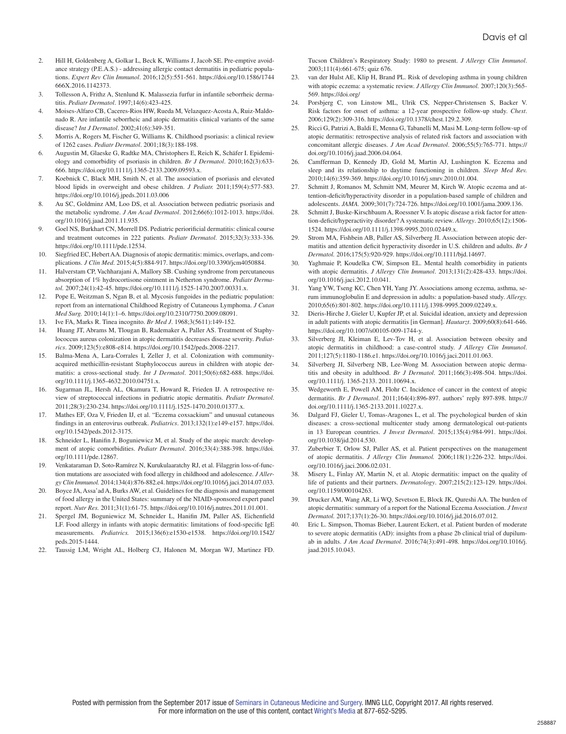2. Hill H, Goldenberg A, Golkar L, Beck K, Williams J, Jacob SE. Pre-emptive avoidance strategy (P.E.A.S.) - addressing allergic contact dermatitis in pediatric populations. *Expert Rev Clin Immunol*. 2016;12(5):551-561. https://doi.org/10.1586/1744666X.2016.1142373.
3. Tollesson A, Frithz A, Stenlund K. Malassezia furfur in infantile seborrheic dermatitis. *Pediatr Dermatol*. 1997;14(6):423-425.
4. Moises-Alfaro CB, Caceres-Rios HW, Rueda M, Velazquez-Acosta A, Ruiz-Maldonado R. Are infantile seborrheic and atopic dermatitis clinical variants of the same disease? *Int J Dermatol*. 2002;41(6):349-351.
5. Morris A, Rogers M, Fischer G, Williams K. Childhood psoriasis: a clinical review of 1262 cases. *Pediatr Dermatol*. 2001;18(3):188-198.
6. Augustin M, Glaeske G, Radtke MA, Christophers E, Reich K, Schäfer I. Epidemiology and comorbidity of psoriasis in children. *Br J Dermatol*. 2010;162(3):633-666. https://doi.org/10.1111/j.1365-2133.2009.09593.x.
7. Koebnick C, Black MH, Smith N, et al. The association of psoriasis and elevated blood lipids in overweight and obese children. *J Pediatr.* 2011;159(4):577-583. https://doi.org/10.1016/j.jpeds.2011.03.006
8. Au SC, Goldminz AM, Loo DS, et al. Association between pediatric psoriasis and the metabolic syndrome. *J Am Acad Dermatol*. 2012;66(6):1012-1013. https://doi.org/10.1016/j.jaad.2011.11.935.
9. Goel NS, Burkhart CN, Morrell DS. Pediatric periorificial dermatitis: clinical course and treatment outcomes in 222 patients. *Pediatr Dermatol*. 2015;32(3):333-336. https://doi.org/10.1111/pde.12534.
10. Siegfried EC, Hebert AA. Diagnosis of atopic dermatitis: mimics, overlaps, and complications. *J Clin Med.* 2015;4(5):884-917. https://doi.org/10.3390/jcm4050884.
11. Halverstam CP, Vachharajani A, Mallory SB. Cushing syndrome from percutaneous absorption of 1% hydrocortisone ointment in Netherton syndrome. *Pediatr Dermatol.* 2007;24(1):42-45. https://doi.org/10.1111/j.1525-1470.2007.00331.x.
12. Pope E, Weitzman S, Ngan B, et al. Mycosis fungoides in the pediatric population: report from an international Childhood Registry of Cutaneous Lymphoma. *J Cutan Med Surg.* 2010;14(1):1–6. https://doi.org/10.2310/7750.2009.08091.
13. Ive FA, Marks R. Tinea incognito. *Br Med J*. 1968;3(5611):149-152.
14. Huang JT, Abrams M, Tlougan B, Rademaker A, Paller AS. Treatment of Staphylococcus aureus colonization in atopic dermatitis decreases disease severity. *Pediatrics*. 2009;123(5):e808-e814. https://doi.org/10.1542/peds.2008-2217.
15. Balma-Mena A, Lara-Corrales I, Zeller J, et al. Colonization with community-acquired methicillin-resistant Staphylococcus aureus in children with atopic dermatitis: a cross-sectional study. *Int J Dermatol*. 2011;50(6):682-688. https://doi.org/10.1111/j.1365-4632.2010.04751.x.
16. Sugarman JL, Hersh AL, Okamura T, Howard R, Frieden IJ. A retrospective review of streptococcal infections in pediatric atopic dermatitis. *Pediatr Dermatol*. 2011;28(3):230-234. https://doi.org/10.1111/j.1525-1470.2010.01377.x.
17. Mathes EF, Oza V, Frieden IJ, et al. "Eczema coxsackium" and unusual cutaneous findings in an enterovirus outbreak. *Pediatrics*. 2013;132(1):e149-e157. https://doi.org/10.1542/peds.2012-3175.
18. Schneider L, Hanifin J, Boguniewicz M, et al. Study of the atopic march: development of atopic comorbidities. *Pediatr Dermatol*. 2016;33(4):388-398. https://doi.org/10.1111/pde.12867.
19. Venkataraman D, Soto-Ramírez N, Kurukulaaratchy RJ, et al. Filaggrin loss-of-function mutations are associated with food allergy in childhood and adolescence. *J Allergy Clin Immunol.* 2014;134(4):876-882.e4. https://doi.org/10.1016/j.jaci.2014.07.033.
20. Boyce JA, Assa'ad A, Burks AW, et al. Guidelines for the diagnosis and management of food allergy in the United States: summary of the NIAID-sponsored expert panel report. *Nutr Res.* 2011;31(1):61-75. https://doi.org/10.1016/j.nutres.2011.01.001.
21. Spergel JM, Boguniewicz M, Schneider L, Hanifin JM, Paller AS, Eichenfield LF. Food allergy in infants with atopic dermatitis: limitations of food-specific IgE measurements. *Pediatrics.* 2015;136(6):e1530-e1538. https://doi.org/10.1542/peds.2015-1444.
22. Taussig LM, Wright AL, Holberg CJ, Halonen M, Morgan WJ, Martinez FD. Tucson Children's Respiratory Study: 1980 to present. *J Allergy Clin Immunol*. 2003;111(4):661-675; quiz 676.
23. van der Hulst AE, Klip H, Brand PL. Risk of developing asthma in young children with atopic eczema: a systematic review. *J Allergy Clin Immunol.* 2007;120(3):565-569. https://doi.org/
24. Porsbjerg C, von Linstow ML, Ulrik CS, Nepper-Christensen S, Backer V. Risk factors for onset of asthma: a 12-year prospective follow-up study. *Chest*. 2006;129(2):309-316. https://doi.org/10.1378/chest.129.2.309.
25. Ricci G, Patrizi A, Baldi E, Menna G, Tabanelli M, Masi M. Long-term follow-up of atopic dermatitis: retrospective analysis of related risk factors and association with concomitant allergic diseases. *J Am Acad Dermatol*. 2006;55(5):765-771. https://doi.org/10.1016/j.jaad.2006.04.064.
26. Camfferman D, Kennedy JD, Gold M, Martin AJ, Lushington K. Eczema and sleep and its relationship to daytime functioning in children. *Sleep Med Rev.* 2010;14(6):359-369. https://doi.org/10.1016/j.smrv.2010.01.004.
27. Schmitt J, Romanos M, Schmitt NM, Meurer M, Kirch W. Atopic eczema and attention-deficit/hyperactivity disorder in a population-based sample of children and adolescents. *JAMA*. 2009;301(7):724-726. https://doi.org/10.1001/jama.2009.136.
28. Schmitt J, Buske-Kirschbaum A, Roessner V. Is atopic disease a risk factor for attention-deficit/hyperactivity disorder? A systematic review. *Allergy*. 2010;65(12):1506-1524. https://doi.org/10.1111/j.1398-9995.2010.02449.x.
29. Strom MA, Fishbein AB, Paller AS, Silverberg JI. Association between atopic dermatitis and attention deficit hyperactivity disorder in U.S. children and adults. *Br J Dermatol.* 2016;175(5):920-929. https://doi.org/10.1111/bjd.14697.
30. Yaghmaie P, Koudelka CW, Simpson EL. Mental health comorbidity in patients with atopic dermatitis. *J Allergy Clin Immunol*. 2013;131(2):428-433. https://doi.org/10.1016/j.jaci.2012.10.041.
31. Yang YW, Tseng KC, Chen YH, Yang JY. Associations among eczema, asthma, serum immunoglobulin E and depression in adults: a population-based study. *Allergy.* 2010;65(6):801-802. https://doi.org/10.1111/j.1398-9995.2009.02249.x.
32. Dieris-Hirche J, Gieler U, Kupfer JP, et al. Suicidal ideation, anxiety and depression in adult patients with atopic dermatitis [in German]. *Hautarzt*. 2009;60(8):641-646. https://doi.org/10.1007/s00105-009-1744-y.
33. Silverberg JI, Kleiman E, Lev-Tov H, et al. Association between obesity and atopic dermatitis in childhood: a case-control study. *J Allergy Clin Immunol.* 2011;127(5):1180-1186.e1. https://doi.org/10.1016/j.jaci.2011.01.063.
34. Silverberg JI, Silverberg NB, Lee-Wong M. Association between atopic dermatitis and obesity in adulthood. *Br J Dermatol*. 2011;166(3):498-504. https://doi.org/10.1111/j. 1365-2133. 2011.10694.x.
35. Wedgeworth E, Powell AM, Flohr C. Incidence of cancer in the context of atopic dermatitis. *Br J Dermatol*. 2011;164(4):896-897. authors' reply 897-898. https://doi.org/10.1111/j.1365-2133.2011.10227.x.
36. Dalgard FJ, Gieler U, Tomas-Aragones L, et al. The psychological burden of skin diseases: a cross-sectional multicenter study among dermatological out-patients in 13 European countries. *J Invest Dermatol*. 2015;135(4):984-991. https://doi.org/10.1038/jid.2014.530.
37. Zuberbier T, Orlow SJ, Paller AS, et al. Patient perspectives on the management of atopic dermatitis. *J Allergy Clin Immunol.* 2006;118(1):226-232. https://doi.org/10.1016/j.jaci.2006.02.031.
38. Misery L, Finlay AY, Martin N, et al. Atopic dermatitis: impact on the quality of life of patients and their partners. *Dermatology*. 2007;215(2):123-129. https://doi.org/10.1159/000104263.
39. Drucker AM, Wang AR, Li WQ, Sevetson E, Block JK, Qureshi AA. The burden of atopic dermatitis: summary of a report for the National Eczema Association. *J Invest Dermatol.* 2017;137(1):26-30. https://doi.org/10.1016/j.jid.2016.07.012.
40. Eric L. Simpson, Thomas Bieber, Laurent Eckert, et al. Patient burden of moderate to severe atopic dermatitis (AD): insights from a phase 2b clinical trial of dupilumab in adults. *J Am Acad Dermatol*. 2016;74(3):491-498. https://doi.org/10.1016/j.jaad.2015.10.043.

Posted with permission from the September 2017 issue of Seminars in Cutaneous Medicine and Surgery. IMNG LLC, Copyright 2017. All rights reserved.
For more information on the use of this content, contact Wright's Media at 877-652-5295.